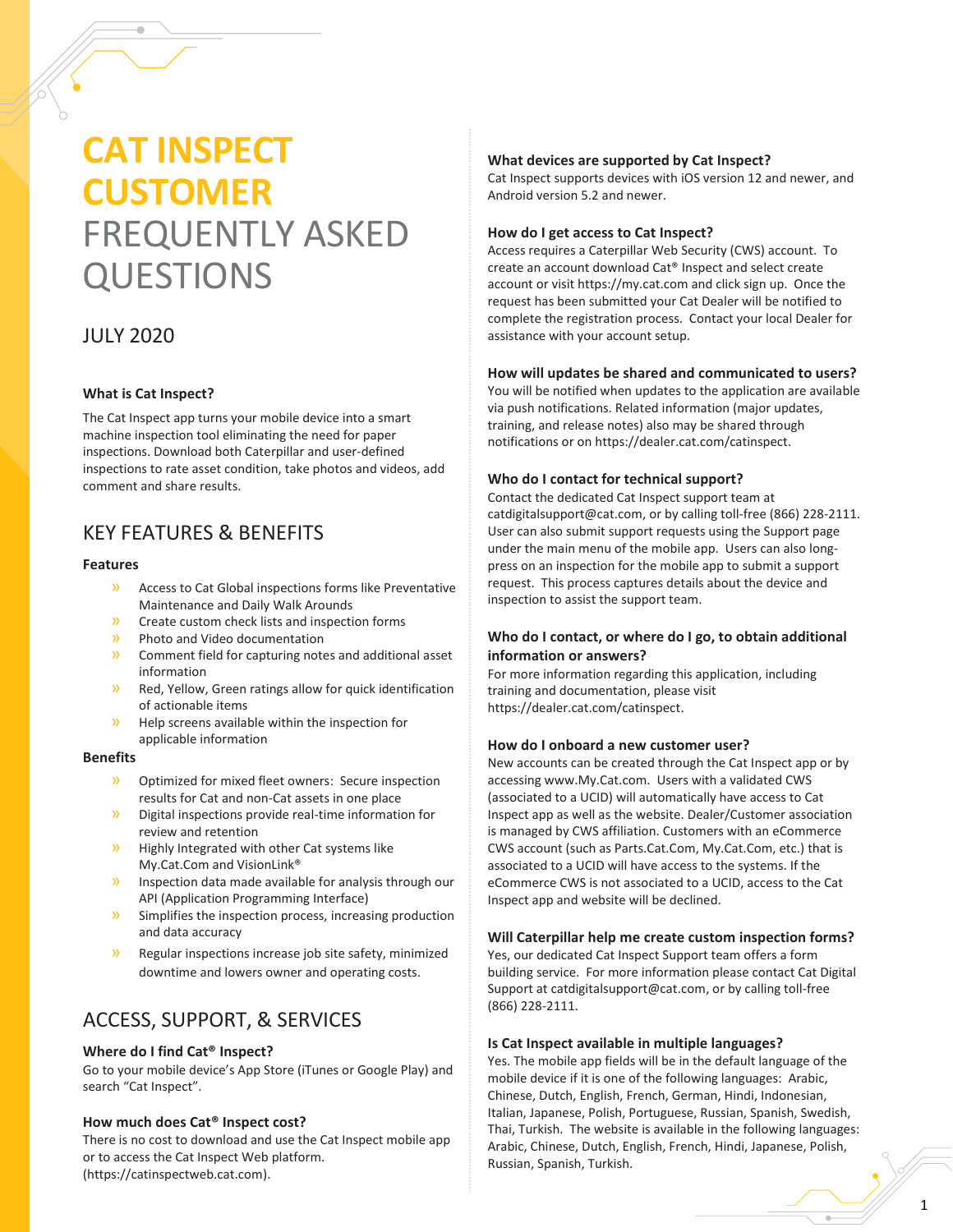# CAT INSPECT CUSTOMER FREQUENTLY ASKED QUESTIONS

JULY 2020

### What is Cat Inspect?

The Cat Inspect app turns your mobile device into a smart machine inspection tool eliminating the need for paper inspections. Download both Caterpillar and user-defined inspections to rate asset condition, take photos and videos, add comment and share results.

## KEY FEATURES & BENEFITS

### Features

- Access to Cat Global inspections forms like Preventative Maintenance and Daily Walk Arounds
- Create custom check lists and inspection forms
- Photo and Video documentation
- Comment field for capturing notes and additional asset information
- Red, Yellow, Green ratings allow for quick identification of actionable items
- Help screens available within the inspection for applicable information

### Benefits

- Optimized for mixed fleet owners: Secure inspection results for Cat and non-Cat assets in one place
- Digital inspections provide real-time information for review and retention
- Highly Integrated with other Cat systems like My.Cat.Com and VisionLink®
- Inspection data made available for analysis through our API (Application Programming Interface)
- Simplifies the inspection process, increasing production and data accuracy
- Regular inspections increase job site safety, minimized downtime and lowers owner and operating costs.

## ACCESS, SUPPORT, & SERVICES

### Where do I find Cat® Inspect?

Go to your mobile device's App Store (iTunes or Google Play) and search "Cat Inspect".

### How much does Cat® Inspect cost?

There is no cost to download and use the Cat Inspect mobile app or to access the Cat Inspect Web platform. (https://catinspectweb.cat.com).

### What devices are supported by Cat Inspect?

Cat Inspect supports devices with iOS version 12 and newer, and Android version 5.2 and newer.

### How do I get access to Cat Inspect?

Access requires a Caterpillar Web Security (CWS) account. To create an account download Cat® Inspect and select create account or visit https://my.cat.com and click sign up. Once the request has been submitted your Cat Dealer will be notified to complete the registration process. Contact your local Dealer for assistance with your account setup.

### How will updates be shared and communicated to users?

You will be notified when updates to the application are available via push notifications. Related information (major updates, training, and release notes) also may be shared through notifications or on https://dealer.cat.com/catinspect.

### Who do I contact for technical support?

Contact the dedicated Cat Inspect support team at catdigitalsupport@cat.com, or by calling toll-free (866) 228-2111. User can also submit support requests using the Support page under the main menu of the mobile app. Users can also long-press on an inspection for the mobile app to submit a support request. This process captures details about the device and inspection to assist the support team.

### Who do I contact, or where do I go, to obtain additional information or answers?

For more information regarding this application, including training and documentation, please visit https://dealer.cat.com/catinspect.

### How do I onboard a new customer user?

New accounts can be created through the Cat Inspect app or by accessing www.My.Cat.com. Users with a validated CWS (associated to a UCID) will automatically have access to Cat Inspect app as well as the website. Dealer/Customer association is managed by CWS affiliation. Customers with an eCommerce CWS account (such as Parts.Cat.Com, My.Cat.Com, etc.) that is associated to a UCID will have access to the systems. If the eCommerce CWS is not associated to a UCID, access to the Cat Inspect app and website will be declined.

### Will Caterpillar help me create custom inspection forms?

Yes, our dedicated Cat Inspect Support team offers a form building service. For more information please contact Cat Digital Support at catdigitalsupport@cat.com, or by calling toll-free (866) 228-2111.

### Is Cat Inspect available in multiple languages?

Yes. The mobile app fields will be in the default language of the mobile device if it is one of the following languages: Arabic, Chinese, Dutch, English, French, German, Hindi, Indonesian, Italian, Japanese, Polish, Portuguese, Russian, Spanish, Swedish, Thai, Turkish. The website is available in the following languages: Arabic, Chinese, Dutch, English, French, Hindi, Japanese, Polish, Russian, Spanish, Turkish.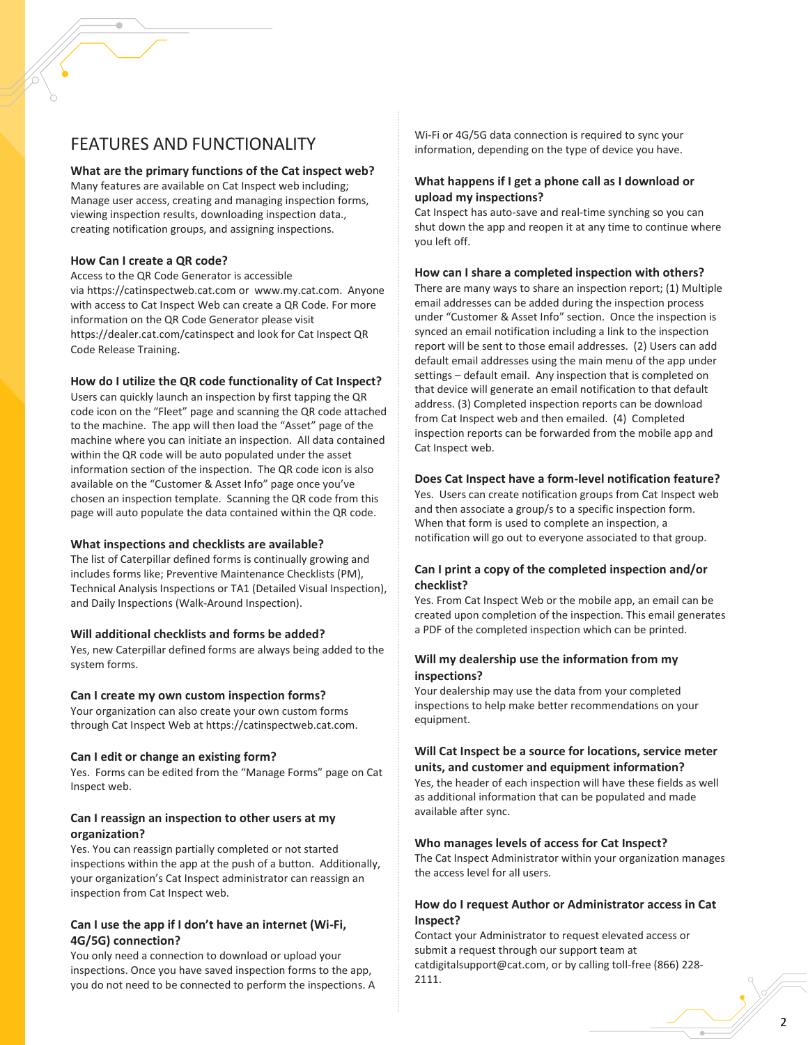## FEATURES AND FUNCTIONALITY

### What are the primary functions of the Cat inspect web?

Many features are available on Cat Inspect web including; Manage user access, creating and managing inspection forms, viewing inspection results, downloading inspection data., creating notification groups, and assigning inspections.

### How Can I create a QR code?

Access to the QR Code Generator is accessible via https://catinspectweb.cat.com or www.my.cat.com. Anyone with access to Cat Inspect Web can create a QR Code. For more information on the QR Code Generator please visit https://dealer.cat.com/catinspect and look for Cat Inspect QR Code Release Training.

### How do I utilize the QR code functionality of Cat Inspect?

Users can quickly launch an inspection by first tapping the QR code icon on the "Fleet" page and scanning the QR code attached to the machine. The app will then load the "Asset" page of the machine where you can initiate an inspection. All data contained within the QR code will be auto populated under the asset information section of the inspection. The QR code icon is also available on the "Customer & Asset Info" page once you've chosen an inspection template. Scanning the QR code from this page will auto populate the data contained within the QR code.

### What inspections and checklists are available?

The list of Caterpillar defined forms is continually growing and includes forms like; Preventive Maintenance Checklists (PM), Technical Analysis Inspections or TA1 (Detailed Visual Inspection), and Daily Inspections (Walk-Around Inspection).

### Will additional checklists and forms be added?

Yes, new Caterpillar defined forms are always being added to the system forms.

### Can I create my own custom inspection forms?

Your organization can also create your own custom forms through Cat Inspect Web at https://catinspectweb.cat.com.

### Can I edit or change an existing form?

Yes. Forms can be edited from the "Manage Forms" page on Cat Inspect web.

### Can I reassign an inspection to other users at my organization?

Yes. You can reassign partially completed or not started inspections within the app at the push of a button. Additionally, your organization's Cat Inspect administrator can reassign an inspection from Cat Inspect web.

### Can I use the app if I don't have an internet (Wi-Fi, 4G/5G) connection?

You only need a connection to download or upload your inspections. Once you have saved inspection forms to the app, you do not need to be connected to perform the inspections. A Wi-Fi or 4G/5G data connection is required to sync your information, depending on the type of device you have.

### What happens if I get a phone call as I download or upload my inspections?

Cat Inspect has auto-save and real-time synching so you can shut down the app and reopen it at any time to continue where you left off.

### How can I share a completed inspection with others?

There are many ways to share an inspection report; (1) Multiple email addresses can be added during the inspection process under "Customer & Asset Info" section. Once the inspection is synced an email notification including a link to the inspection report will be sent to those email addresses. (2) Users can add default email addresses using the main menu of the app under settings – default email. Any inspection that is completed on that device will generate an email notification to that default address. (3) Completed inspection reports can be download from Cat Inspect web and then emailed. (4) Completed inspection reports can be forwarded from the mobile app and Cat Inspect web.

### Does Cat Inspect have a form-level notification feature?

Yes. Users can create notification groups from Cat Inspect web and then associate a group/s to a specific inspection form. When that form is used to complete an inspection, a notification will go out to everyone associated to that group.

### Can I print a copy of the completed inspection and/or checklist?

Yes. From Cat Inspect Web or the mobile app, an email can be created upon completion of the inspection. This email generates a PDF of the completed inspection which can be printed.

### Will my dealership use the information from my inspections?

Your dealership may use the data from your completed inspections to help make better recommendations on your equipment.

### Will Cat Inspect be a source for locations, service meter units, and customer and equipment information?

Yes, the header of each inspection will have these fields as well as additional information that can be populated and made available after sync.

### Who manages levels of access for Cat Inspect?

The Cat Inspect Administrator within your organization manages the access level for all users.

### How do I request Author or Administrator access in Cat Inspect?

Contact your Administrator to request elevated access or submit a request through our support team at catdigitalsupport@cat.com, or by calling toll-free (866) 228-2111.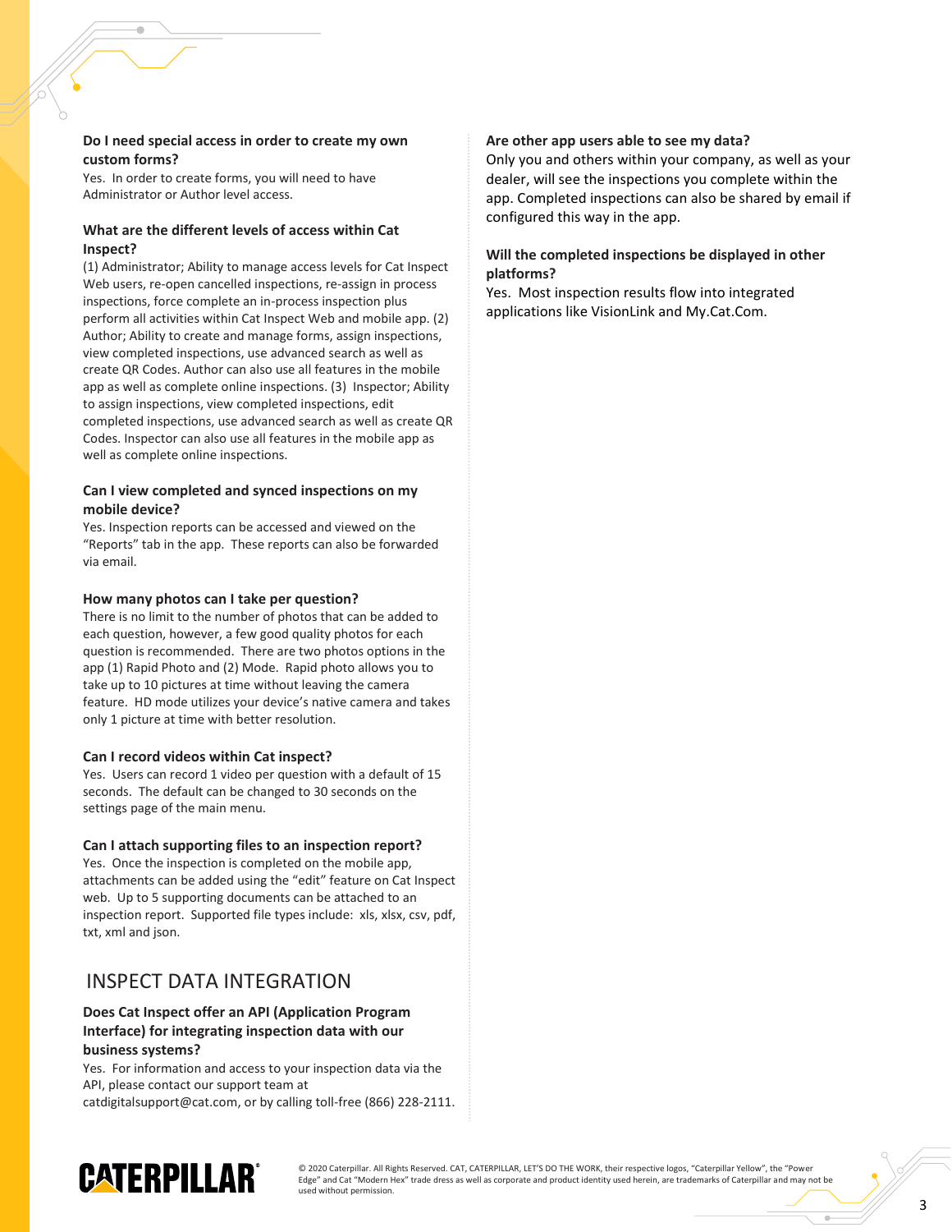**Do I need special access in order to create my own custom forms?**

Yes. In order to create forms, you will need to have Administrator or Author level access.

**What are the different levels of access within Cat Inspect?**

(1) Administrator; Ability to manage access levels for Cat Inspect Web users, re-open cancelled inspections, re-assign in process inspections, force complete an in-process inspection plus perform all activities within Cat Inspect Web and mobile app. (2) Author; Ability to create and manage forms, assign inspections, view completed inspections, use advanced search as well as create QR Codes. Author can also use all features in the mobile app as well as complete online inspections. (3) Inspector; Ability to assign inspections, view completed inspections, edit completed inspections, use advanced search as well as create QR Codes. Inspector can also use all features in the mobile app as well as complete online inspections.

**Can I view completed and synced inspections on my mobile device?**

Yes. Inspection reports can be accessed and viewed on the "Reports" tab in the app. These reports can also be forwarded via email.

**How many photos can I take per question?**

There is no limit to the number of photos that can be added to each question, however, a few good quality photos for each question is recommended. There are two photos options in the app (1) Rapid Photo and (2) Mode. Rapid photo allows you to take up to 10 pictures at time without leaving the camera feature. HD mode utilizes your device's native camera and takes only 1 picture at time with better resolution.

**Can I record videos within Cat inspect?**

Yes. Users can record 1 video per question with a default of 15 seconds. The default can be changed to 30 seconds on the settings page of the main menu.

**Can I attach supporting files to an inspection report?**

Yes. Once the inspection is completed on the mobile app, attachments can be added using the "edit" feature on Cat Inspect web. Up to 5 supporting documents can be attached to an inspection report. Supported file types include: xls, xlsx, csv, pdf, txt, xml and json.

## INSPECT DATA INTEGRATION

**Does Cat Inspect offer an API (Application Program Interface) for integrating inspection data with our business systems?**

Yes. For information and access to your inspection data via the API, please contact our support team at catdigitalsupport@cat.com, or by calling toll-free (866) 228-2111.

**Are other app users able to see my data?**

Only you and others within your company, as well as your dealer, will see the inspections you complete within the app. Completed inspections can also be shared by email if configured this way in the app.

**Will the completed inspections be displayed in other platforms?**

Yes. Most inspection results flow into integrated applications like VisionLink and My.Cat.Com.

CATERPILLAR®

© 2020 Caterpillar. All Rights Reserved. CAT, CATERPILLAR, LET'S DO THE WORK, their respective logos, "Caterpillar Yellow", the "Power Edge" and Cat "Modern Hex" trade dress as well as corporate and product identity used herein, are trademarks of Caterpillar and may not be used without permission.